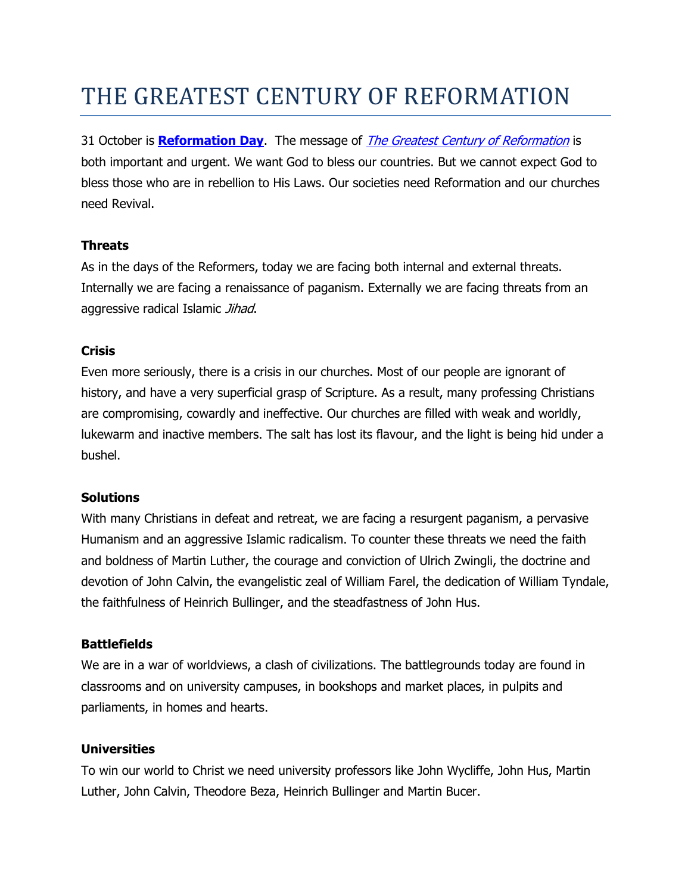# THE GREATEST CENTURY OF REFORMATION

31 October is **Reformation Day**. The message of *The Greatest Century of Reformation* is both important and urgent. We want God to bless our countries. But we cannot expect God to bless those who are in rebellion to His Laws. Our societies need Reformation and our churches need Revival.

**Threats**

As in the days of the Reformers, today we are facing both internal and external threats. Internally we are facing a renaissance of paganism. Externally we are facing threats from an aggressive radical Islamic *Jihad*.

**Crisis**

Even more seriously, there is a crisis in our churches. Most of our people are ignorant of history, and have a very superficial grasp of Scripture. As a result, many professing Christians are compromising, cowardly and ineffective. Our churches are filled with weak and worldly, lukewarm and inactive members. The salt has lost its flavour, and the light is being hid under a bushel.

**Solutions**

With many Christians in defeat and retreat, we are facing a resurgent paganism, a pervasive Humanism and an aggressive Islamic radicalism. To counter these threats we need the faith and boldness of Martin Luther, the courage and conviction of Ulrich Zwingli, the doctrine and devotion of John Calvin, the evangelistic zeal of William Farel, the dedication of William Tyndale, the faithfulness of Heinrich Bullinger, and the steadfastness of John Hus.

**Battlefields**

We are in a war of worldviews, a clash of civilizations. The battlegrounds today are found in classrooms and on university campuses, in bookshops and market places, in pulpits and parliaments, in homes and hearts.

**Universities**

To win our world to Christ we need university professors like John Wycliffe, John Hus, Martin Luther, John Calvin, Theodore Beza, Heinrich Bullinger and Martin Bucer.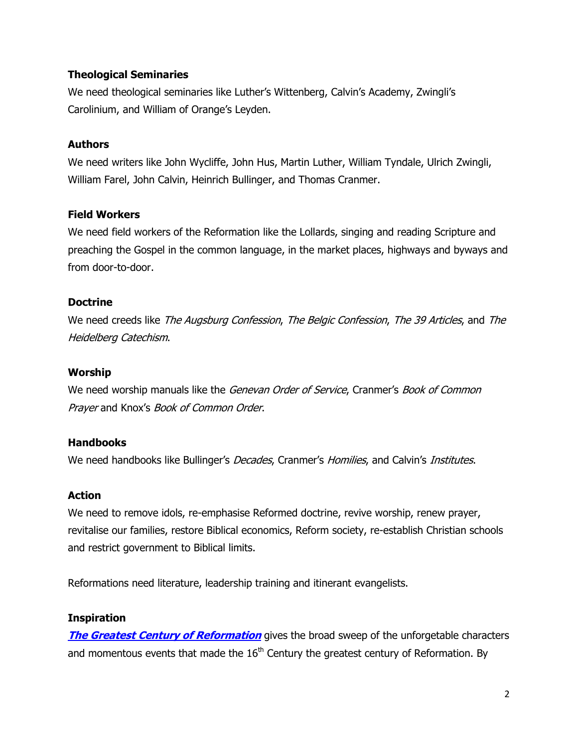**Theological Seminaries**

We need theological seminaries like Luther's Wittenberg, Calvin's Academy, Zwingli's Carolinium, and William of Orange's Leyden.

**Authors**

We need writers like John Wycliffe, John Hus, Martin Luther, William Tyndale, Ulrich Zwingli, William Farel, John Calvin, Heinrich Bullinger, and Thomas Cranmer.

**Field Workers**

We need field workers of the Reformation like the Lollards, singing and reading Scripture and preaching the Gospel in the common language, in the market places, highways and byways and from door-to-door.

**Doctrine**

We need creeds like *The Augsburg Confession*, *The Belgic Confession*, *The 39 Articles*, and *The Heidelberg Catechism*.

**Worship**

We need worship manuals like the *Genevan Order of Service*, Cranmer's *Book of Common Prayer* and Knox's *Book of Common Order*.

**Handbooks**

We need handbooks like Bullinger's *Decades*, Cranmer's *Homilies*, and Calvin's *Institutes*.

**Action**

We need to remove idols, re-emphasise Reformed doctrine, revive worship, renew prayer, revitalise our families, restore Biblical economics, Reform society, re-establish Christian schools and restrict government to Biblical limits.

Reformations need literature, leadership training and itinerant evangelists.

**Inspiration**

***The Greatest Century of Reformation*** gives the broad sweep of the unforgetable characters and momentous events that made the 16th Century the greatest century of Reformation. By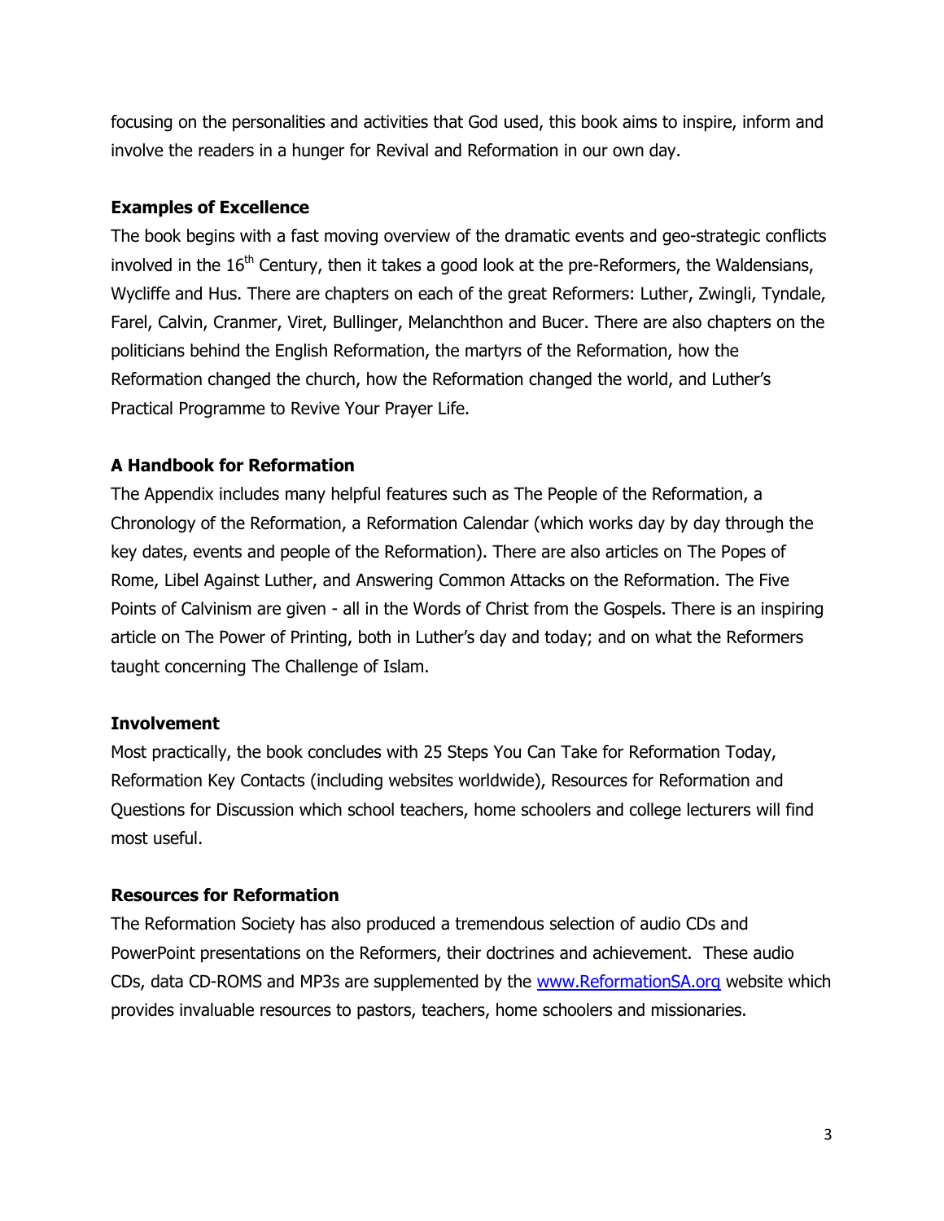focusing on the personalities and activities that God used, this book aims to inspire, inform and involve the readers in a hunger for Revival and Reformation in our own day.

**Examples of Excellence**

The book begins with a fast moving overview of the dramatic events and geo-strategic conflicts involved in the 16th Century, then it takes a good look at the pre-Reformers, the Waldensians, Wycliffe and Hus. There are chapters on each of the great Reformers: Luther, Zwingli, Tyndale, Farel, Calvin, Cranmer, Viret, Bullinger, Melanchthon and Bucer. There are also chapters on the politicians behind the English Reformation, the martyrs of the Reformation, how the Reformation changed the church, how the Reformation changed the world, and Luther's Practical Programme to Revive Your Prayer Life.

**A Handbook for Reformation**

The Appendix includes many helpful features such as The People of the Reformation, a Chronology of the Reformation, a Reformation Calendar (which works day by day through the key dates, events and people of the Reformation). There are also articles on The Popes of Rome, Libel Against Luther, and Answering Common Attacks on the Reformation. The Five Points of Calvinism are given - all in the Words of Christ from the Gospels. There is an inspiring article on The Power of Printing, both in Luther's day and today; and on what the Reformers taught concerning The Challenge of Islam.

**Involvement**

Most practically, the book concludes with 25 Steps You Can Take for Reformation Today, Reformation Key Contacts (including websites worldwide), Resources for Reformation and Questions for Discussion which school teachers, home schoolers and college lecturers will find most useful.

**Resources for Reformation**

The Reformation Society has also produced a tremendous selection of audio CDs and PowerPoint presentations on the Reformers, their doctrines and achievement. These audio CDs, data CD-ROMS and MP3s are supplemented by the [www.ReformationSA.org](http://www.ReformationSA.org) website which provides invaluable resources to pastors, teachers, home schoolers and missionaries.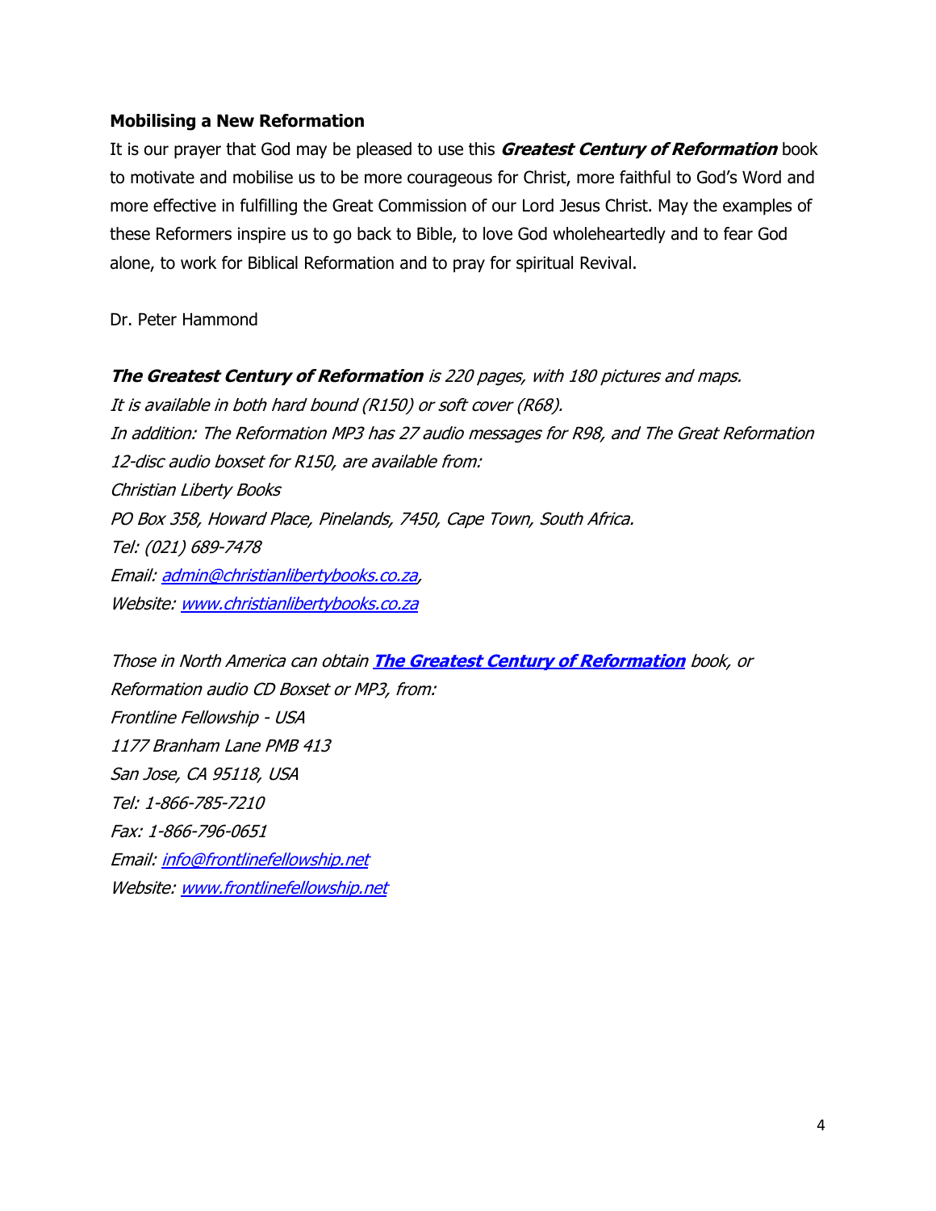**Mobilising a New Reformation**

It is our prayer that God may be pleased to use this ***Greatest Century of Reformation*** book to motivate and mobilise us to be more courageous for Christ, more faithful to God's Word and more effective in fulfilling the Great Commission of our Lord Jesus Christ. May the examples of these Reformers inspire us to go back to Bible, to love God wholeheartedly and to fear God alone, to work for Biblical Reformation and to pray for spiritual Revival.

Dr. Peter Hammond

***The Greatest Century of Reformation*** *is 220 pages, with 180 pictures and maps.*
*It is available in both hard bound (R150) or soft cover (R68).*
*In addition: The Reformation MP3 has 27 audio messages for R98, and The Great Reformation 12-disc audio boxset for R150, are available from:*
*Christian Liberty Books*
*PO Box 358, Howard Place, Pinelands, 7450, Cape Town, South Africa.*
*Tel: (021) 689-7478*
*Email: admin@christianlibertybooks.co.za,*
*Website: www.christianlibertybooks.co.za*

*Those in North America can obtain* ***The Greatest Century of Reformation*** *book, or Reformation audio CD Boxset or MP3, from:*
*Frontline Fellowship - USA*
*1177 Branham Lane PMB 413*
*San Jose, CA 95118, USA*
*Tel: 1-866-785-7210*
*Fax: 1-866-796-0651*
*Email: info@frontlinefellowship.net*
*Website: www.frontlinefellowship.net*